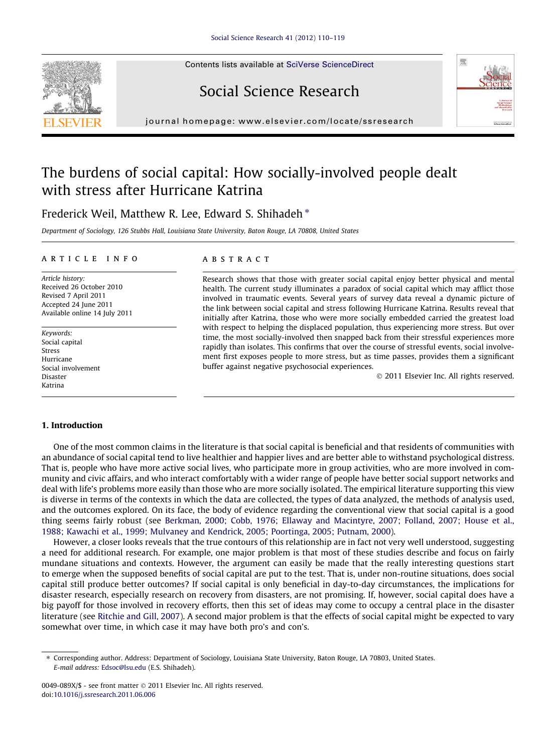# The burdens of social capital: How socially-involved people dealt with stress after Hurricane Katrina

Frederick Weil, Matthew R. Lee, Edward S. Shihadeh *

*Department of Sociology, 126 Stubbs Hall, Louisiana State University, Baton Rouge, LA 70808, United States*

## ARTICLE INFO

*Article history:*
Received 26 October 2010
Revised 7 April 2011
Accepted 24 June 2011
Available online 14 July 2011

*Keywords:*
Social capital
Stress
Hurricane
Social involvement
Disaster
Katrina

## ABSTRACT

Research shows that those with greater social capital enjoy better physical and mental health. The current study illuminates a paradox of social capital which may afflict those involved in traumatic events. Several years of survey data reveal a dynamic picture of the link between social capital and stress following Hurricane Katrina. Results reveal that initially after Katrina, those who were more socially embedded carried the greatest load with respect to helping the displaced population, thus experiencing more stress. But over time, the most socially-involved then snapped back from their stressful experiences more rapidly than isolates. This confirms that over the course of stressful events, social involvement first exposes people to more stress, but as time passes, provides them a significant buffer against negative psychosocial experiences.

© 2011 Elsevier Inc. All rights reserved.

## 1. Introduction

One of the most common claims in the literature is that social capital is beneficial and that residents of communities with an abundance of social capital tend to live healthier and happier lives and are better able to withstand psychological distress. That is, people who have more active social lives, who participate more in group activities, who are more involved in community and civic affairs, and who interact comfortably with a wider range of people have better social support networks and deal with life's problems more easily than those who are more socially isolated. The empirical literature supporting this view is diverse in terms of the contexts in which the data are collected, the types of data analyzed, the methods of analysis used, and the outcomes explored. On its face, the body of evidence regarding the conventional view that social capital is a good thing seems fairly robust (see Berkman, 2000; Cobb, 1976; Ellaway and Macintyre, 2007; Folland, 2007; House et al., 1988; Kawachi et al., 1999; Mulvaney and Kendrick, 2005; Poortinga, 2005; Putnam, 2000).

However, a closer looks reveals that the true contours of this relationship are in fact not very well understood, suggesting a need for additional research. For example, one major problem is that most of these studies describe and focus on fairly mundane situations and contexts. However, the argument can easily be made that the really interesting questions start to emerge when the supposed benefits of social capital are put to the test. That is, under non-routine situations, does social capital still produce better outcomes? If social capital is only beneficial in day-to-day circumstances, the implications for disaster research, especially research on recovery from disasters, are not promising. If, however, social capital does have a big payoff for those involved in recovery efforts, then this set of ideas may come to occupy a central place in the disaster literature (see Ritchie and Gill, 2007). A second major problem is that the effects of social capital might be expected to vary somewhat over time, in which case it may have both pro's and con's.

---

* Corresponding author. Address: Department of Sociology, Louisiana State University, Baton Rouge, LA 70803, United States.
*E-mail address:* Edsoc@lsu.edu (E.S. Shihadeh).

0049-089X/$ - see front matter © 2011 Elsevier Inc. All rights reserved.
doi:10.1016/j.ssresearch.2011.06.006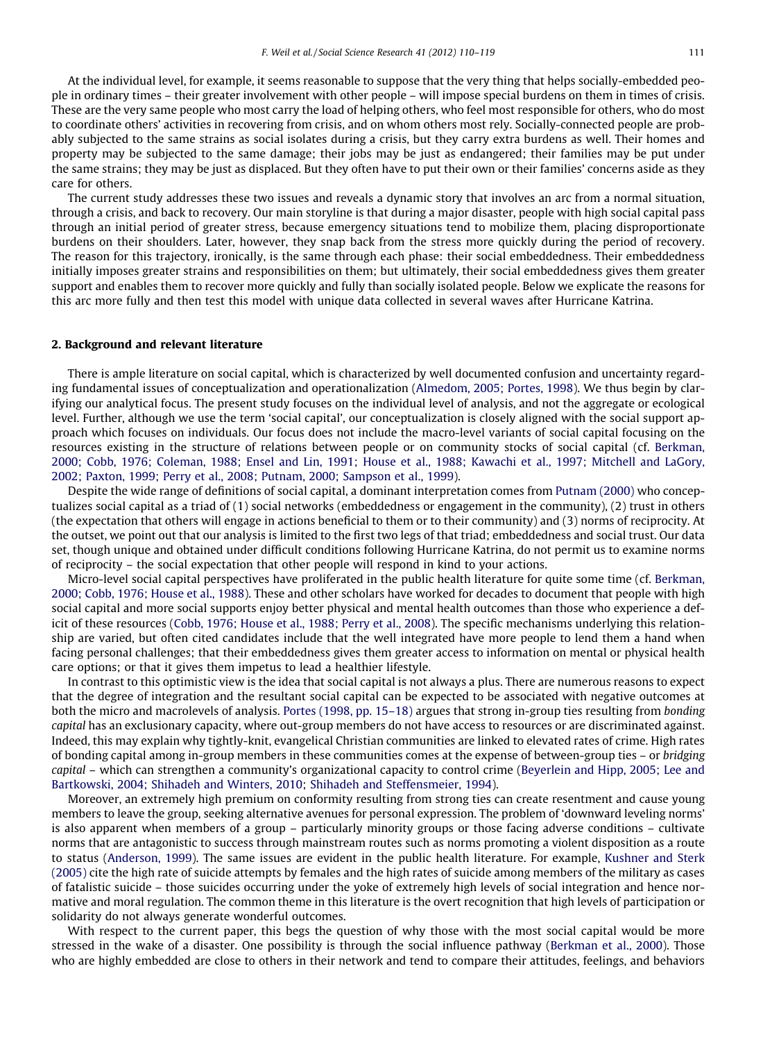At the individual level, for example, it seems reasonable to suppose that the very thing that helps socially-embedded people in ordinary times – their greater involvement with other people – will impose special burdens on them in times of crisis. These are the very same people who most carry the load of helping others, who feel most responsible for others, who do most to coordinate others' activities in recovering from crisis, and on whom others most rely. Socially-connected people are probably subjected to the same strains as social isolates during a crisis, but they carry extra burdens as well. Their homes and property may be subjected to the same damage; their jobs may be just as endangered; their families may be put under the same strains; they may be just as displaced. But they often have to put their own or their families' concerns aside as they care for others.

The current study addresses these two issues and reveals a dynamic story that involves an arc from a normal situation, through a crisis, and back to recovery. Our main storyline is that during a major disaster, people with high social capital pass through an initial period of greater stress, because emergency situations tend to mobilize them, placing disproportionate burdens on their shoulders. Later, however, they snap back from the stress more quickly during the period of recovery. The reason for this trajectory, ironically, is the same through each phase: their social embeddedness. Their embeddedness initially imposes greater strains and responsibilities on them; but ultimately, their social embeddedness gives them greater support and enables them to recover more quickly and fully than socially isolated people. Below we explicate the reasons for this arc more fully and then test this model with unique data collected in several waves after Hurricane Katrina.

## 2. Background and relevant literature

There is ample literature on social capital, which is characterized by well documented confusion and uncertainty regarding fundamental issues of conceptualization and operationalization (Almedom, 2005; Portes, 1998). We thus begin by clarifying our analytical focus. The present study focuses on the individual level of analysis, and not the aggregate or ecological level. Further, although we use the term 'social capital', our conceptualization is closely aligned with the social support approach which focuses on individuals. Our focus does not include the macro-level variants of social capital focusing on the resources existing in the structure of relations between people or on community stocks of social capital (cf. Berkman, 2000; Cobb, 1976; Coleman, 1988; Ensel and Lin, 1991; House et al., 1988; Kawachi et al., 1997; Mitchell and LaGory, 2002; Paxton, 1999; Perry et al., 2008; Putnam, 2000; Sampson et al., 1999).

Despite the wide range of definitions of social capital, a dominant interpretation comes from Putnam (2000) who conceptualizes social capital as a triad of (1) social networks (embeddedness or engagement in the community), (2) trust in others (the expectation that others will engage in actions beneficial to them or to their community) and (3) norms of reciprocity. At the outset, we point out that our analysis is limited to the first two legs of that triad; embeddedness and social trust. Our data set, though unique and obtained under difficult conditions following Hurricane Katrina, do not permit us to examine norms of reciprocity – the social expectation that other people will respond in kind to your actions.

Micro-level social capital perspectives have proliferated in the public health literature for quite some time (cf. Berkman, 2000; Cobb, 1976; House et al., 1988). These and other scholars have worked for decades to document that people with high social capital and more social supports enjoy better physical and mental health outcomes than those who experience a deficit of these resources (Cobb, 1976; House et al., 1988; Perry et al., 2008). The specific mechanisms underlying this relationship are varied, but often cited candidates include that the well integrated have more people to lend them a hand when facing personal challenges; that their embeddedness gives them greater access to information on mental or physical health care options; or that it gives them impetus to lead a healthier lifestyle.

In contrast to this optimistic view is the idea that social capital is not always a plus. There are numerous reasons to expect that the degree of integration and the resultant social capital can be expected to be associated with negative outcomes at both the micro and macrolevels of analysis. Portes (1998, pp. 15–18) argues that strong in-group ties resulting from *bonding capital* has an exclusionary capacity, where out-group members do not have access to resources or are discriminated against. Indeed, this may explain why tightly-knit, evangelical Christian communities are linked to elevated rates of crime. High rates of bonding capital among in-group members in these communities comes at the expense of between-group ties – or *bridging capital* – which can strengthen a community's organizational capacity to control crime (Beyerlein and Hipp, 2005; Lee and Bartkowski, 2004; Shihadeh and Winters, 2010; Shihadeh and Steffensmeier, 1994).

Moreover, an extremely high premium on conformity resulting from strong ties can create resentment and cause young members to leave the group, seeking alternative avenues for personal expression. The problem of 'downward leveling norms' is also apparent when members of a group – particularly minority groups or those facing adverse conditions – cultivate norms that are antagonistic to success through mainstream routes such as norms promoting a violent disposition as a route to status (Anderson, 1999). The same issues are evident in the public health literature. For example, Kushner and Sterk (2005) cite the high rate of suicide attempts by females and the high rates of suicide among members of the military as cases of fatalistic suicide – those suicides occurring under the yoke of extremely high levels of social integration and hence normative and moral regulation. The common theme in this literature is the overt recognition that high levels of participation or solidarity do not always generate wonderful outcomes.

With respect to the current paper, this begs the question of why those with the most social capital would be more stressed in the wake of a disaster. One possibility is through the social influence pathway (Berkman et al., 2000). Those who are highly embedded are close to others in their network and tend to compare their attitudes, feelings, and behaviors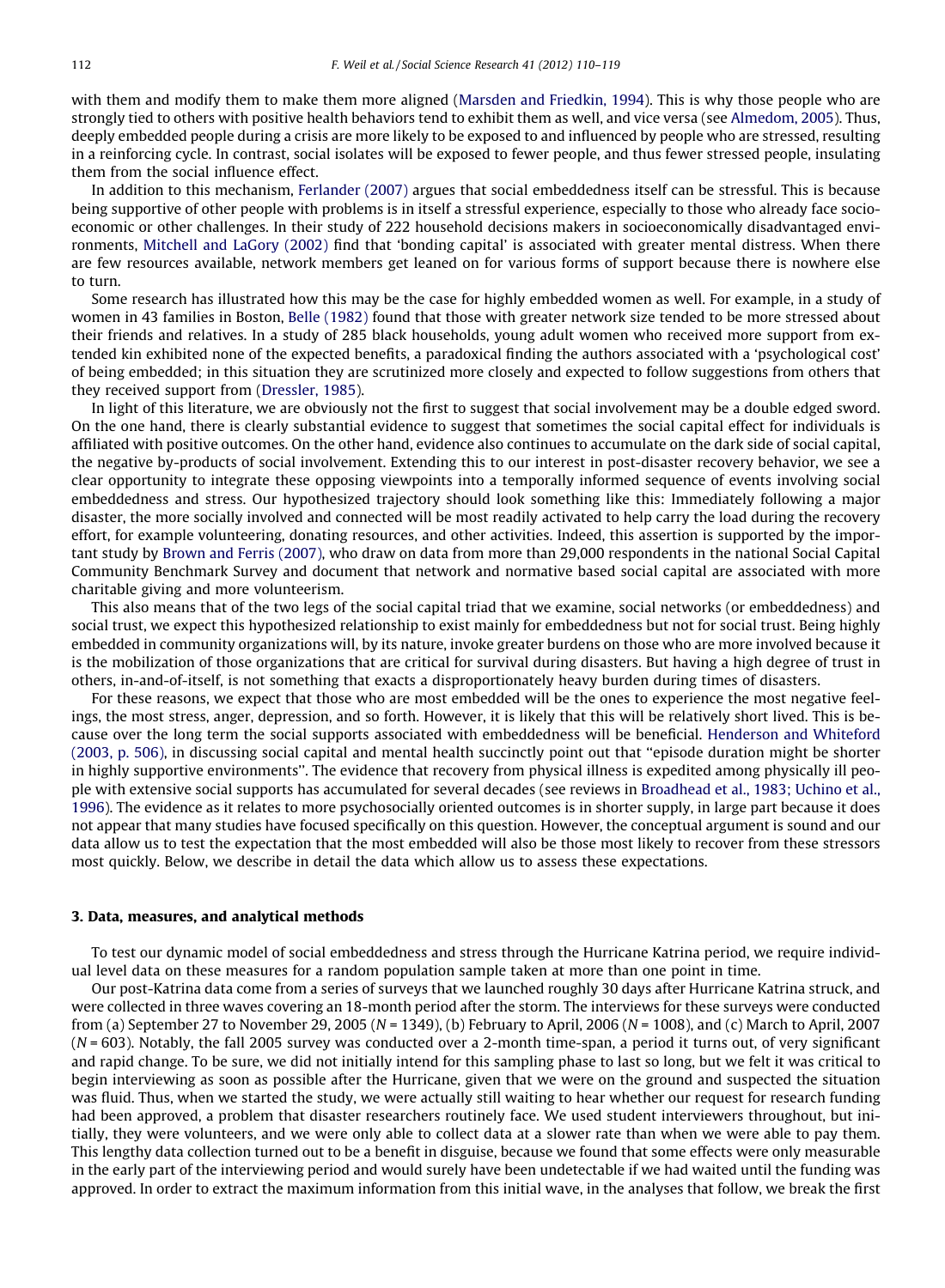with them and modify them to make them more aligned (Marsden and Friedkin, 1994). This is why those people who are strongly tied to others with positive health behaviors tend to exhibit them as well, and vice versa (see Almedom, 2005). Thus, deeply embedded people during a crisis are more likely to be exposed to and influenced by people who are stressed, resulting in a reinforcing cycle. In contrast, social isolates will be exposed to fewer people, and thus fewer stressed people, insulating them from the social influence effect.

In addition to this mechanism, Ferlander (2007) argues that social embeddedness itself can be stressful. This is because being supportive of other people with problems is in itself a stressful experience, especially to those who already face socioeconomic or other challenges. In their study of 222 household decisions makers in socioeconomically disadvantaged environments, Mitchell and LaGory (2002) find that 'bonding capital' is associated with greater mental distress. When there are few resources available, network members get leaned on for various forms of support because there is nowhere else to turn.

Some research has illustrated how this may be the case for highly embedded women as well. For example, in a study of women in 43 families in Boston, Belle (1982) found that those with greater network size tended to be more stressed about their friends and relatives. In a study of 285 black households, young adult women who received more support from extended kin exhibited none of the expected benefits, a paradoxical finding the authors associated with a 'psychological cost' of being embedded; in this situation they are scrutinized more closely and expected to follow suggestions from others that they received support from (Dressler, 1985).

In light of this literature, we are obviously not the first to suggest that social involvement may be a double edged sword. On the one hand, there is clearly substantial evidence to suggest that sometimes the social capital effect for individuals is affiliated with positive outcomes. On the other hand, evidence also continues to accumulate on the dark side of social capital, the negative by-products of social involvement. Extending this to our interest in post-disaster recovery behavior, we see a clear opportunity to integrate these opposing viewpoints into a temporally informed sequence of events involving social embeddedness and stress. Our hypothesized trajectory should look something like this: Immediately following a major disaster, the more socially involved and connected will be most readily activated to help carry the load during the recovery effort, for example volunteering, donating resources, and other activities. Indeed, this assertion is supported by the important study by Brown and Ferris (2007), who draw on data from more than 29,000 respondents in the national Social Capital Community Benchmark Survey and document that network and normative based social capital are associated with more charitable giving and more volunteerism.

This also means that of the two legs of the social capital triad that we examine, social networks (or embeddedness) and social trust, we expect this hypothesized relationship to exist mainly for embeddedness but not for social trust. Being highly embedded in community organizations will, by its nature, invoke greater burdens on those who are more involved because it is the mobilization of those organizations that are critical for survival during disasters. But having a high degree of trust in others, in-and-of-itself, is not something that exacts a disproportionately heavy burden during times of disasters.

For these reasons, we expect that those who are most embedded will be the ones to experience the most negative feelings, the most stress, anger, depression, and so forth. However, it is likely that this will be relatively short lived. This is because over the long term the social supports associated with embeddedness will be beneficial. Henderson and Whiteford (2003, p. 506), in discussing social capital and mental health succinctly point out that "episode duration might be shorter in highly supportive environments". The evidence that recovery from physical illness is expedited among physically ill people with extensive social supports has accumulated for several decades (see reviews in Broadhead et al., 1983; Uchino et al., 1996). The evidence as it relates to more psychosocially oriented outcomes is in shorter supply, in large part because it does not appear that many studies have focused specifically on this question. However, the conceptual argument is sound and our data allow us to test the expectation that the most embedded will also be those most likely to recover from these stressors most quickly. Below, we describe in detail the data which allow us to assess these expectations.

## 3. Data, measures, and analytical methods

To test our dynamic model of social embeddedness and stress through the Hurricane Katrina period, we require individual level data on these measures for a random population sample taken at more than one point in time.

Our post-Katrina data come from a series of surveys that we launched roughly 30 days after Hurricane Katrina struck, and were collected in three waves covering an 18-month period after the storm. The interviews for these surveys were conducted from (a) September 27 to November 29, 2005 ($N = 1349$), (b) February to April, 2006 ($N = 1008$), and (c) March to April, 2007 ($N = 603$). Notably, the fall 2005 survey was conducted over a 2-month time-span, a period it turns out, of very significant and rapid change. To be sure, we did not initially intend for this sampling phase to last so long, but we felt it was critical to begin interviewing as soon as possible after the Hurricane, given that we were on the ground and suspected the situation was fluid. Thus, when we started the study, we were actually still waiting to hear whether our request for research funding had been approved, a problem that disaster researchers routinely face. We used student interviewers throughout, but initially, they were volunteers, and we were only able to collect data at a slower rate than when we were able to pay them. This lengthy data collection turned out to be a benefit in disguise, because we found that some effects were only measurable in the early part of the interviewing period and would surely have been undetectable if we had waited until the funding was approved. In order to extract the maximum information from this initial wave, in the analyses that follow, we break the first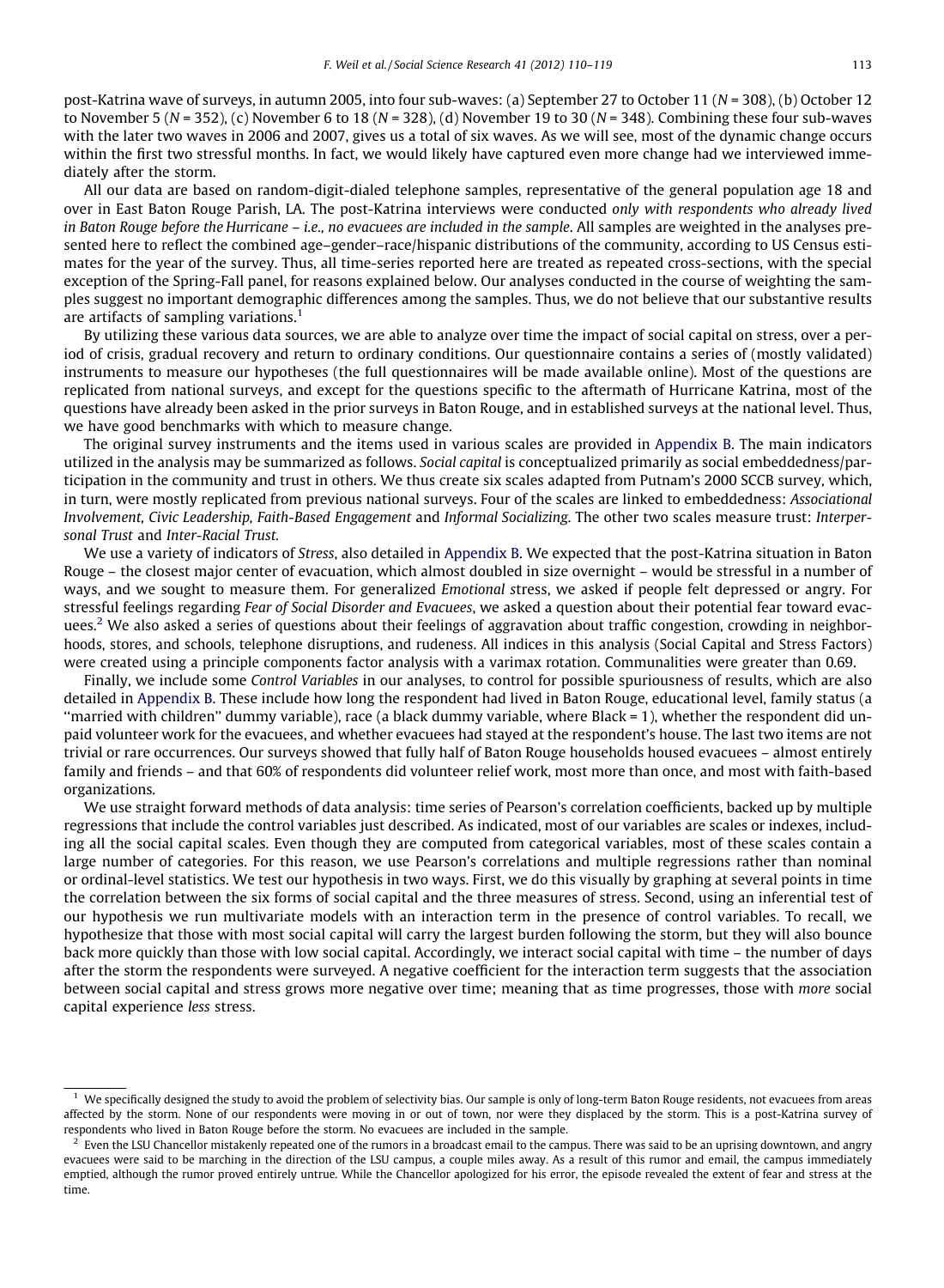post-Katrina wave of surveys, in autumn 2005, into four sub-waves: (a) September 27 to October 11 ($N$ = 308), (b) October 12 to November 5 ($N$ = 352), (c) November 6 to 18 ($N$ = 328), (d) November 19 to 30 ($N$ = 348). Combining these four sub-waves with the later two waves in 2006 and 2007, gives us a total of six waves. As we will see, most of the dynamic change occurs within the first two stressful months. In fact, we would likely have captured even more change had we interviewed immediately after the storm.

All our data are based on random-digit-dialed telephone samples, representative of the general population age 18 and over in East Baton Rouge Parish, LA. The post-Katrina interviews were conducted *only with respondents who already lived in Baton Rouge before the Hurricane – i.e., no evacuees are included in the sample*. All samples are weighted in the analyses presented here to reflect the combined age–gender–race/hispanic distributions of the community, according to US Census estimates for the year of the survey. Thus, all time-series reported here are treated as repeated cross-sections, with the special exception of the Spring-Fall panel, for reasons explained below. Our analyses conducted in the course of weighting the samples suggest no important demographic differences among the samples. Thus, we do not believe that our substantive results are artifacts of sampling variations.[1]

By utilizing these various data sources, we are able to analyze over time the impact of social capital on stress, over a period of crisis, gradual recovery and return to ordinary conditions. Our questionnaire contains a series of (mostly validated) instruments to measure our hypotheses (the full questionnaires will be made available online). Most of the questions are replicated from national surveys, and except for the questions specific to the aftermath of Hurricane Katrina, most of the questions have already been asked in the prior surveys in Baton Rouge, and in established surveys at the national level. Thus, we have good benchmarks with which to measure change.

The original survey instruments and the items used in various scales are provided in Appendix B. The main indicators utilized in the analysis may be summarized as follows. *Social capital* is conceptualized primarily as social embeddedness/participation in the community and trust in others. We thus create six scales adapted from Putnam's 2000 SCCB survey, which, in turn, were mostly replicated from previous national surveys. Four of the scales are linked to embeddedness: *Associational Involvement, Civic Leadership, Faith-Based Engagement* and *Informal Socializing*. The other two scales measure trust: *Interpersonal Trust* and *Inter-Racial Trust*.

We use a variety of indicators of *Stress*, also detailed in Appendix B. We expected that the post-Katrina situation in Baton Rouge – the closest major center of evacuation, which almost doubled in size overnight – would be stressful in a number of ways, and we sought to measure them. For generalized *Emotional* stress, we asked if people felt depressed or angry. For stressful feelings regarding *Fear of Social Disorder and Evacuees*, we asked a question about their potential fear toward evacuees.[2] We also asked a series of questions about their feelings of aggravation about traffic congestion, crowding in neighborhoods, stores, and schools, telephone disruptions, and rudeness. All indices in this analysis (Social Capital and Stress Factors) were created using a principle components factor analysis with a varimax rotation. Communalities were greater than 0.69.

Finally, we include some *Control Variables* in our analyses, to control for possible spuriousness of results, which are also detailed in Appendix B. These include how long the respondent had lived in Baton Rouge, educational level, family status (a "married with children" dummy variable), race (a black dummy variable, where Black = 1), whether the respondent did unpaid volunteer work for the evacuees, and whether evacuees had stayed at the respondent's house. The last two items are not trivial or rare occurrences. Our surveys showed that fully half of Baton Rouge households housed evacuees – almost entirely family and friends – and that 60% of respondents did volunteer relief work, most more than once, and most with faith-based organizations.

We use straight forward methods of data analysis: time series of Pearson's correlation coefficients, backed up by multiple regressions that include the control variables just described. As indicated, most of our variables are scales or indexes, including all the social capital scales. Even though they are computed from categorical variables, most of these scales contain a large number of categories. For this reason, we use Pearson's correlations and multiple regressions rather than nominal or ordinal-level statistics. We test our hypothesis in two ways. First, we do this visually by graphing at several points in time the correlation between the six forms of social capital and the three measures of stress. Second, using an inferential test of our hypothesis we run multivariate models with an interaction term in the presence of control variables. To recall, we hypothesize that those with most social capital will carry the largest burden following the storm, but they will also bounce back more quickly than those with low social capital. Accordingly, we interact social capital with time – the number of days after the storm the respondents were surveyed. A negative coefficient for the interaction term suggests that the association between social capital and stress grows more negative over time; meaning that as time progresses, those with *more* social capital experience *less* stress.

---

[1] We specifically designed the study to avoid the problem of selectivity bias. Our sample is only of long-term Baton Rouge residents, not evacuees from areas affected by the storm. None of our respondents were moving in or out of town, nor were they displaced by the storm. This is a post-Katrina survey of respondents who lived in Baton Rouge before the storm. No evacuees are included in the sample.

[2] Even the LSU Chancellor mistakenly repeated one of the rumors in a broadcast email to the campus. There was said to be an uprising downtown, and angry evacuees were said to be marching in the direction of the LSU campus, a couple miles away. As a result of this rumor and email, the campus immediately emptied, although the rumor proved entirely untrue. While the Chancellor apologized for his error, the episode revealed the extent of fear and stress at the time.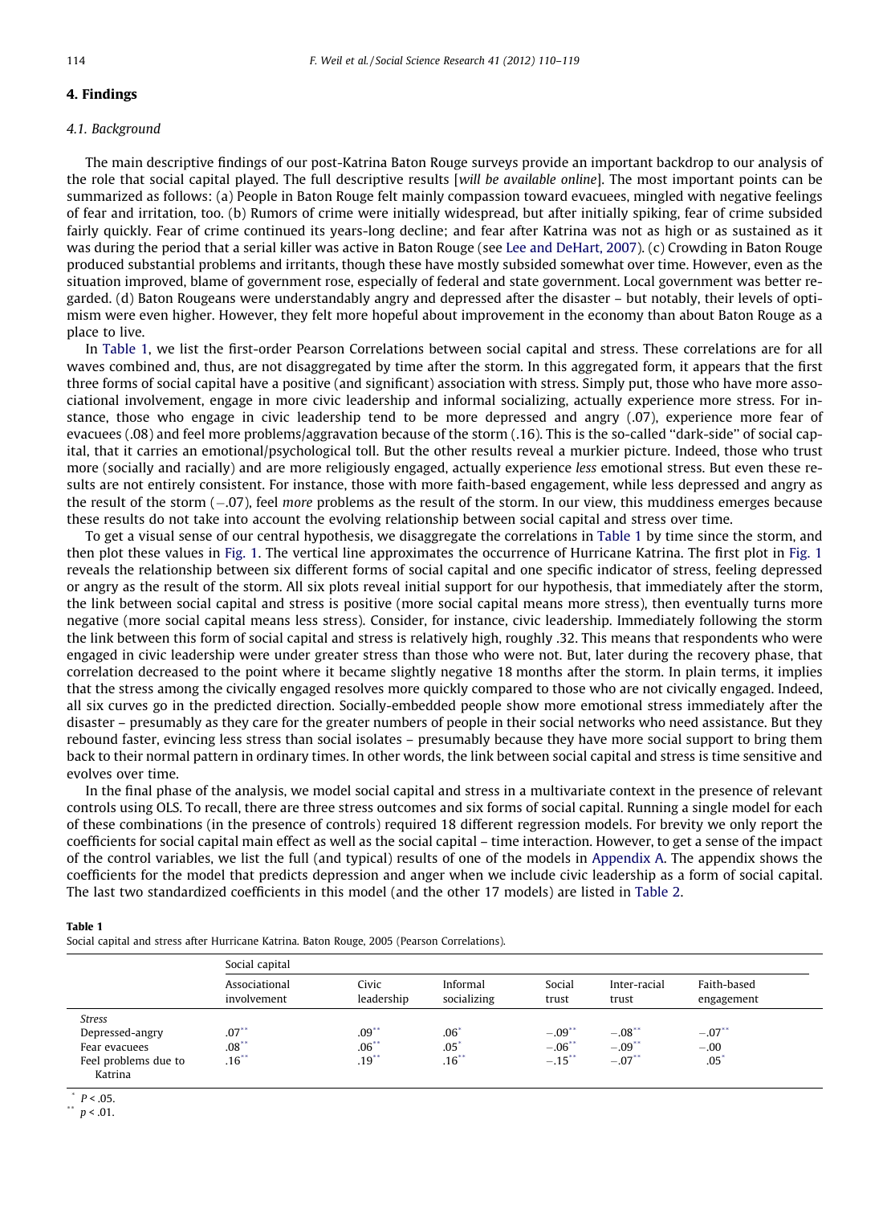## 4. Findings

### 4.1. Background

The main descriptive findings of our post-Katrina Baton Rouge surveys provide an important backdrop to our analysis of the role that social capital played. The full descriptive results [*will be available online*]. The most important points can be summarized as follows: (a) People in Baton Rouge felt mainly compassion toward evacuees, mingled with negative feelings of fear and irritation, too. (b) Rumors of crime were initially widespread, but after initially spiking, fear of crime subsided fairly quickly. Fear of crime continued its years-long decline; and fear after Katrina was not as high or as sustained as it was during the period that a serial killer was active in Baton Rouge (see Lee and DeHart, 2007). (c) Crowding in Baton Rouge produced substantial problems and irritants, though these have mostly subsided somewhat over time. However, even as the situation improved, blame of government rose, especially of federal and state government. Local government was better regarded. (d) Baton Rougeans were understandably angry and depressed after the disaster – but notably, their levels of optimism were even higher. However, they felt more hopeful about improvement in the economy than about Baton Rouge as a place to live.

In Table 1, we list the first-order Pearson Correlations between social capital and stress. These correlations are for all waves combined and, thus, are not disaggregated by time after the storm. In this aggregated form, it appears that the first three forms of social capital have a positive (and significant) association with stress. Simply put, those who have more associational involvement, engage in more civic leadership and informal socializing, actually experience more stress. For instance, those who engage in civic leadership tend to be more depressed and angry (.07), experience more fear of evacuees (.08) and feel more problems/aggravation because of the storm (.16). This is the so-called "dark-side" of social capital, that it carries an emotional/psychological toll. But the other results reveal a murkier picture. Indeed, those who trust more (socially and racially) and are more religiously engaged, actually experience *less* emotional stress. But even these results are not entirely consistent. For instance, those with more faith-based engagement, while less depressed and angry as the result of the storm (−.07), feel *more* problems as the result of the storm. In our view, this muddiness emerges because these results do not take into account the evolving relationship between social capital and stress over time.

To get a visual sense of our central hypothesis, we disaggregate the correlations in Table 1 by time since the storm, and then plot these values in Fig. 1. The vertical line approximates the occurrence of Hurricane Katrina. The first plot in Fig. 1 reveals the relationship between six different forms of social capital and one specific indicator of stress, feeling depressed or angry as the result of the storm. All six plots reveal initial support for our hypothesis, that immediately after the storm, the link between social capital and stress is positive (more social capital means more stress), then eventually turns more negative (more social capital means less stress). Consider, for instance, civic leadership. Immediately following the storm the link between this form of social capital and stress is relatively high, roughly .32. This means that respondents who were engaged in civic leadership were under greater stress than those who were not. But, later during the recovery phase, that correlation decreased to the point where it became slightly negative 18 months after the storm. In plain terms, it implies that the stress among the civically engaged resolves more quickly compared to those who are not civically engaged. Indeed, all six curves go in the predicted direction. Socially-embedded people show more emotional stress immediately after the disaster – presumably as they care for the greater numbers of people in their social networks who need assistance. But they rebound faster, evincing less stress than social isolates – presumably because they have more social support to bring them back to their normal pattern in ordinary times. In other words, the link between social capital and stress is time sensitive and evolves over time.

In the final phase of the analysis, we model social capital and stress in a multivariate context in the presence of relevant controls using OLS. To recall, there are three stress outcomes and six forms of social capital. Running a single model for each of these combinations (in the presence of controls) required 18 different regression models. For brevity we only report the coefficients for social capital main effect as well as the social capital – time interaction. However, to get a sense of the impact of the control variables, we list the full (and typical) results of one of the models in Appendix A. The appendix shows the coefficients for the model that predicts depression and anger when we include civic leadership as a form of social capital. The last two standardized coefficients in this model (and the other 17 models) are listed in Table 2.

**Table 1**
Social capital and stress after Hurricane Katrina. Baton Rouge, 2005 (Pearson Correlations).

| | Social capital | | | | | |
|---|---|---|---|---|---|---|
| | Associational involvement | Civic leadership | Informal socializing | Social trust | Inter-racial trust | Faith-based engagement |
| *Stress* | | | | | | |
| Depressed-angry | .07** | .09** | .06* | −.09** | −.08** | −.07** |
| Fear evacuees | .08** | .06** | .05* | −.06** | −.09** | −.00 |
| Feel problems due to Katrina | .16** | .19** | .16** | −.15** | −.07** | .05* |

\* $P < .05$.
\*\* $p < .01$.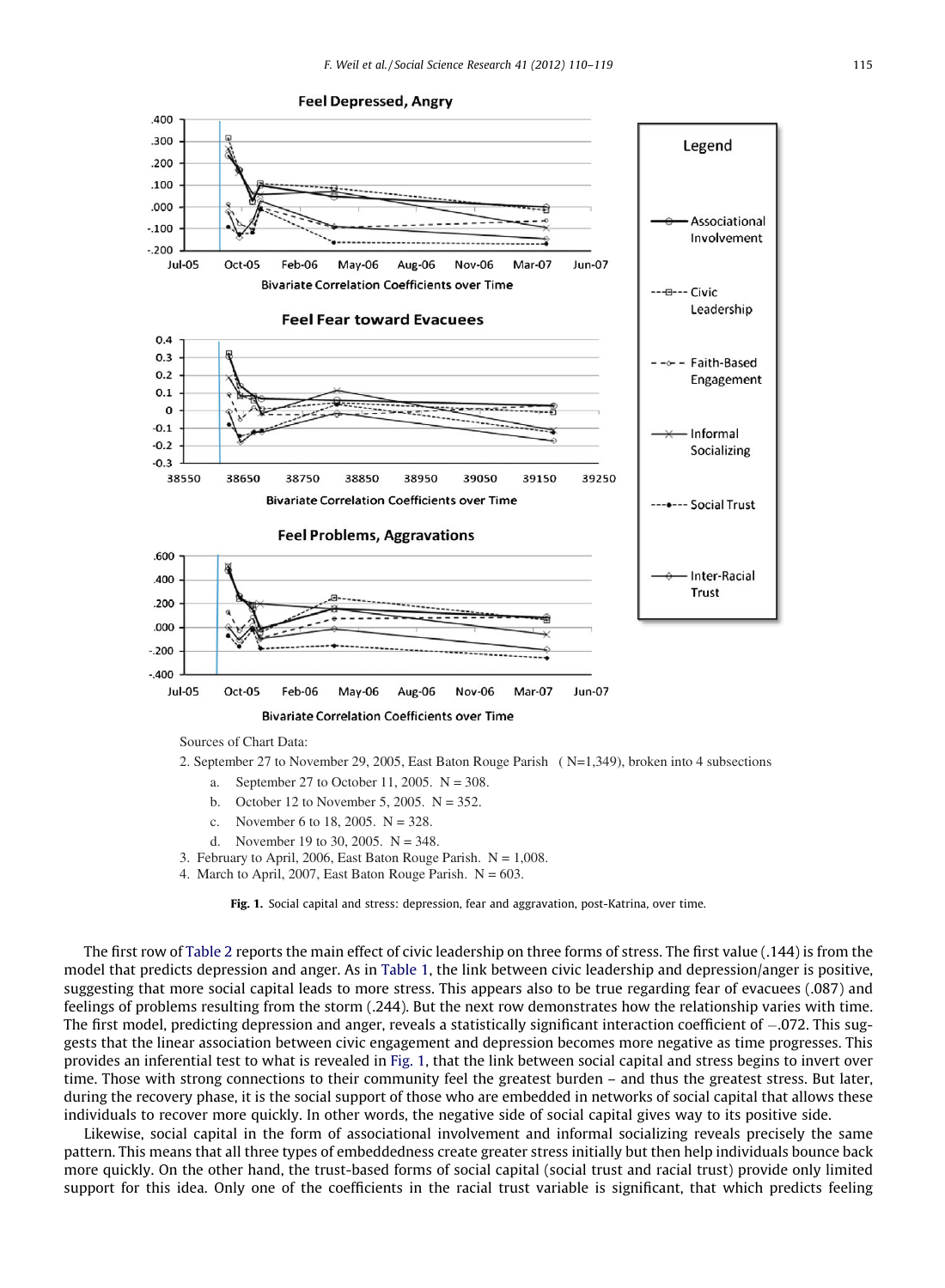Sources of Chart Data:

2. September 27 to November 29, 2005, East Baton Rouge Parish (N=1,349), broken into 4 subsections
   a. September 27 to October 11, 2005. N = 308.
   b. October 12 to November 5, 2005. N = 352.
   c. November 6 to 18, 2005. N = 328.
   d. November 19 to 30, 2005. N = 348.
3. February to April, 2006, East Baton Rouge Parish. N = 1,008.
4. March to April, 2007, East Baton Rouge Parish. N = 603.

**Fig. 1.** Social capital and stress: depression, fear and aggravation, post-Katrina, over time.

The first row of Table 2 reports the main effect of civic leadership on three forms of stress. The first value (.144) is from the model that predicts depression and anger. As in Table 1, the link between civic leadership and depression/anger is positive, suggesting that more social capital leads to more stress. This appears also to be true regarding fear of evacuees (.087) and feelings of problems resulting from the storm (.244). But the next row demonstrates how the relationship varies with time. The first model, predicting depression and anger, reveals a statistically significant interaction coefficient of −.072. This suggests that the linear association between civic engagement and depression becomes more negative as time progresses. This provides an inferential test to what is revealed in Fig. 1, that the link between social capital and stress begins to invert over time. Those with strong connections to their community feel the greatest burden – and thus the greatest stress. But later, during the recovery phase, it is the social support of those who are embedded in networks of social capital that allows these individuals to recover more quickly. In other words, the negative side of social capital gives way to its positive side.

Likewise, social capital in the form of associational involvement and informal socializing reveals precisely the same pattern. This means that all three types of embeddedness create greater stress initially but then help individuals bounce back more quickly. On the other hand, the trust-based forms of social capital (social trust and racial trust) provide only limited support for this idea. Only one of the coefficients in the racial trust variable is significant, that which predicts feeling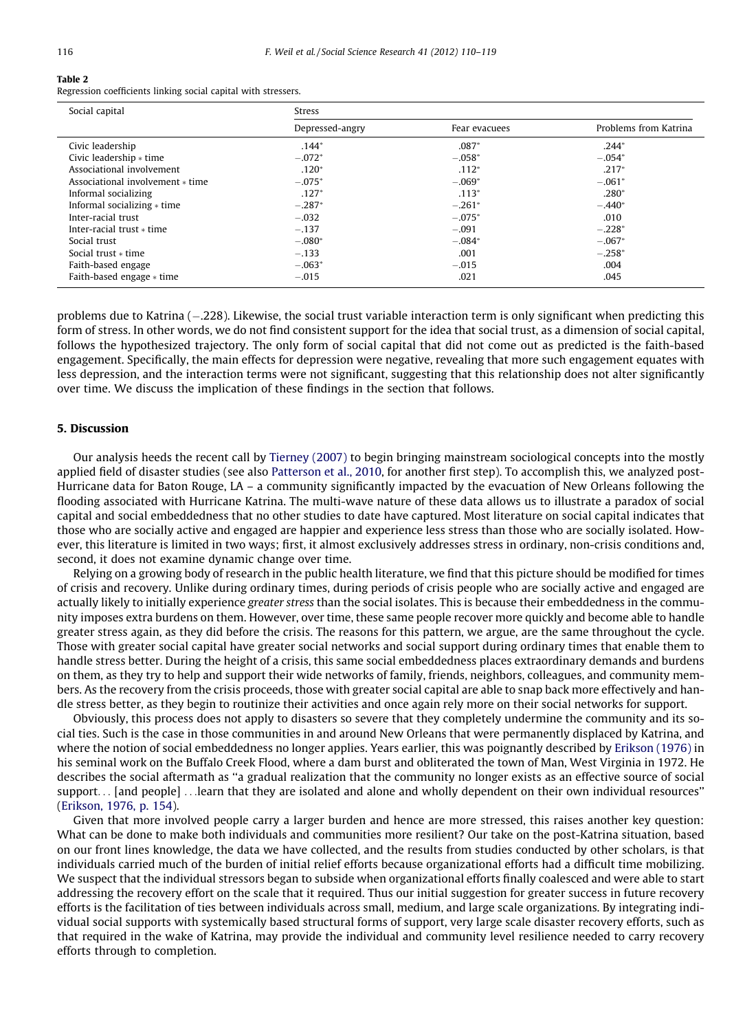**Table 2**
Regression coefficients linking social capital with stressers.

| Social capital | Stress | | |
|---|---|---|---|
| | Depressed-angry | Fear evacuees | Problems from Katrina |
| Civic leadership | .144* | .087* | .244* |
| Civic leadership * time | −.072* | −.058* | −.054* |
| Associational involvement | .120* | .112* | .217* |
| Associational involvement * time | −.075* | −.069* | −.061* |
| Informal socializing | .127* | .113* | .280* |
| Informal socializing * time | −.287* | −.261* | −.440* |
| Inter-racial trust | −.032 | −.075* | .010 |
| Inter-racial trust * time | −.137 | −.091 | −.228* |
| Social trust | −.080* | −.084* | −.067* |
| Social trust * time | −.133 | .001 | −.258* |
| Faith-based engage | −.063* | −.015 | .004 |
| Faith-based engage * time | −.015 | .021 | .045 |

problems due to Katrina (−.228). Likewise, the social trust variable interaction term is only significant when predicting this form of stress. In other words, we do not find consistent support for the idea that social trust, as a dimension of social capital, follows the hypothesized trajectory. The only form of social capital that did not come out as predicted is the faith-based engagement. Specifically, the main effects for depression were negative, revealing that more such engagement equates with less depression, and the interaction terms were not significant, suggesting that this relationship does not alter significantly over time. We discuss the implication of these findings in the section that follows.

## 5. Discussion

Our analysis heeds the recent call by Tierney (2007) to begin bringing mainstream sociological concepts into the mostly applied field of disaster studies (see also Patterson et al., 2010, for another first step). To accomplish this, we analyzed post-Hurricane data for Baton Rouge, LA – a community significantly impacted by the evacuation of New Orleans following the flooding associated with Hurricane Katrina. The multi-wave nature of these data allows us to illustrate a paradox of social capital and social embeddedness that no other studies to date have captured. Most literature on social capital indicates that those who are socially active and engaged are happier and experience less stress than those who are socially isolated. However, this literature is limited in two ways; first, it almost exclusively addresses stress in ordinary, non-crisis conditions and, second, it does not examine dynamic change over time.

Relying on a growing body of research in the public health literature, we find that this picture should be modified for times of crisis and recovery. Unlike during ordinary times, during periods of crisis people who are socially active and engaged are actually likely to initially experience *greater stress* than the social isolates. This is because their embeddedness in the community imposes extra burdens on them. However, over time, these same people recover more quickly and become able to handle greater stress again, as they did before the crisis. The reasons for this pattern, we argue, are the same throughout the cycle. Those with greater social capital have greater social networks and social support during ordinary times that enable them to handle stress better. During the height of a crisis, this same social embeddedness places extraordinary demands and burdens on them, as they try to help and support their wide networks of family, friends, neighbors, colleagues, and community members. As the recovery from the crisis proceeds, those with greater social capital are able to snap back more effectively and handle stress better, as they begin to routinize their activities and once again rely more on their social networks for support.

Obviously, this process does not apply to disasters so severe that they completely undermine the community and its social ties. Such is the case in those communities in and around New Orleans that were permanently displaced by Katrina, and where the notion of social embeddedness no longer applies. Years earlier, this was poignantly described by Erikson (1976) in his seminal work on the Buffalo Creek Flood, where a dam burst and obliterated the town of Man, West Virginia in 1972. He describes the social aftermath as ''a gradual realization that the community no longer exists as an effective source of social support… [and people] …learn that they are isolated and alone and wholly dependent on their own individual resources'' (Erikson, 1976, p. 154).

Given that more involved people carry a larger burden and hence are more stressed, this raises another key question: What can be done to make both individuals and communities more resilient? Our take on the post-Katrina situation, based on our front lines knowledge, the data we have collected, and the results from studies conducted by other scholars, is that individuals carried much of the burden of initial relief efforts because organizational efforts had a difficult time mobilizing. We suspect that the individual stressors began to subside when organizational efforts finally coalesced and were able to start addressing the recovery effort on the scale that it required. Thus our initial suggestion for greater success in future recovery efforts is the facilitation of ties between individuals across small, medium, and large scale organizations. By integrating individual social supports with systemically based structural forms of support, very large scale disaster recovery efforts, such as that required in the wake of Katrina, may provide the individual and community level resilience needed to carry recovery efforts through to completion.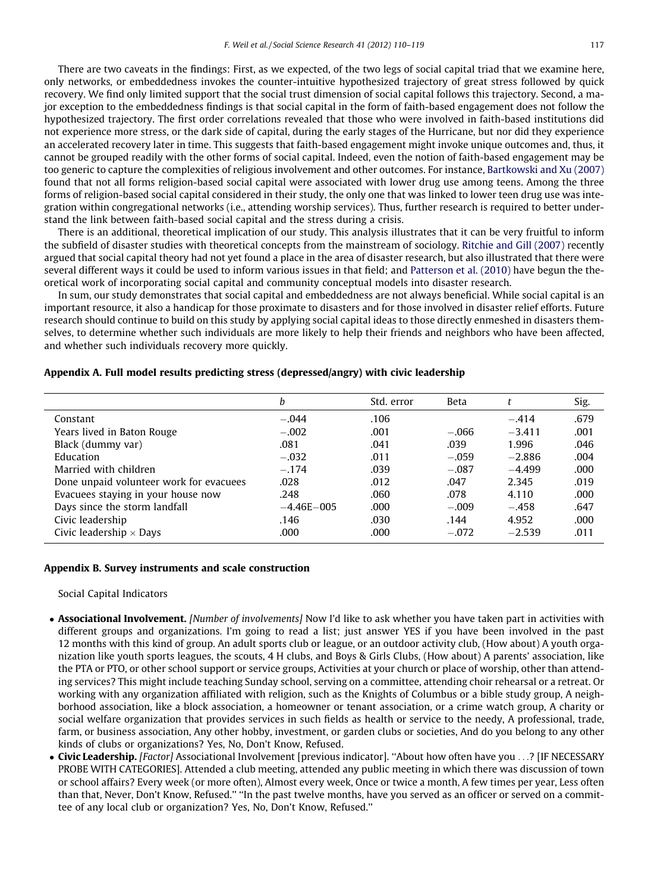There are two caveats in the findings: First, as we expected, of the two legs of social capital triad that we examine here, only networks, or embeddedness invokes the counter-intuitive hypothesized trajectory of great stress followed by quick recovery. We find only limited support that the social trust dimension of social capital follows this trajectory. Second, a major exception to the embeddedness findings is that social capital in the form of faith-based engagement does not follow the hypothesized trajectory. The first order correlations revealed that those who were involved in faith-based institutions did not experience more stress, or the dark side of capital, during the early stages of the Hurricane, but nor did they experience an accelerated recovery later in time. This suggests that faith-based engagement might invoke unique outcomes and, thus, it cannot be grouped readily with the other forms of social capital. Indeed, even the notion of faith-based engagement may be too generic to capture the complexities of religious involvement and other outcomes. For instance, Bartkowski and Xu (2007) found that not all forms religion-based social capital were associated with lower drug use among teens. Among the three forms of religion-based social capital considered in their study, the only one that was linked to lower teen drug use was integration within congregational networks (i.e., attending worship services). Thus, further research is required to better understand the link between faith-based social capital and the stress during a crisis.

There is an additional, theoretical implication of our study. This analysis illustrates that it can be very fruitful to inform the subfield of disaster studies with theoretical concepts from the mainstream of sociology. Ritchie and Gill (2007) recently argued that social capital theory had not yet found a place in the area of disaster research, but also illustrated that there were several different ways it could be used to inform various issues in that field; and Patterson et al. (2010) have begun the theoretical work of incorporating social capital and community conceptual models into disaster research.

In sum, our study demonstrates that social capital and embeddedness are not always beneficial. While social capital is an important resource, it also a handicap for those proximate to disasters and for those involved in disaster relief efforts. Future research should continue to build on this study by applying social capital ideas to those directly enmeshed in disasters themselves, to determine whether such individuals are more likely to help their friends and neighbors who have been affected, and whether such individuals recovery more quickly.

## Appendix A. Full model results predicting stress (depressed/angry) with civic leadership

| | b | Std. error | Beta | t | Sig. |
|---|---|---|---|---|---|
| Constant | −.044 | .106 | | −.414 | .679 |
| Years lived in Baton Rouge | −.002 | .001 | −.066 | −3.411 | .001 |
| Black (dummy var) | .081 | .041 | .039 | 1.996 | .046 |
| Education | −.032 | .011 | −.059 | −2.886 | .004 |
| Married with children | −.174 | .039 | −.087 | −4.499 | .000 |
| Done unpaid volunteer work for evacuees | .028 | .012 | .047 | 2.345 | .019 |
| Evacuees staying in your house now | .248 | .060 | .078 | 4.110 | .000 |
| Days since the storm landfall | −4.46E−005 | .000 | −.009 | −.458 | .647 |
| Civic leadership | .146 | .030 | .144 | 4.952 | .000 |
| Civic leadership × Days | .000 | .000 | −.072 | −2.539 | .011 |

## Appendix B. Survey instruments and scale construction

Social Capital Indicators

- **Associational Involvement.** *[Number of involvements]* Now I'd like to ask whether you have taken part in activities with different groups and organizations. I'm going to read a list; just answer YES if you have been involved in the past 12 months with this kind of group. An adult sports club or league, or an outdoor activity club, (How about) A youth organization like youth sports leagues, the scouts, 4 H clubs, and Boys & Girls Clubs, (How about) A parents' association, like the PTA or PTO, or other school support or service groups, Activities at your church or place of worship, other than attending services? This might include teaching Sunday school, serving on a committee, attending choir rehearsal or a retreat. Or working with any organization affiliated with religion, such as the Knights of Columbus or a bible study group, A neighborhood association, like a block association, a homeowner or tenant association, or a crime watch group, A charity or social welfare organization that provides services in such fields as health or service to the needy, A professional, trade, farm, or business association, Any other hobby, investment, or garden clubs or societies, And do you belong to any other kinds of clubs or organizations? Yes, No, Don't Know, Refused.
- **Civic Leadership.** *[Factor]* Associational Involvement [previous indicator]. ''About how often have you ...? [IF NECESSARY PROBE WITH CATEGORIES]. Attended a club meeting, attended any public meeting in which there was discussion of town or school affairs? Every week (or more often), Almost every week, Once or twice a month, A few times per year, Less often than that, Never, Don't Know, Refused.'' ''In the past twelve months, have you served as an officer or served on a committee of any local club or organization? Yes, No, Don't Know, Refused.''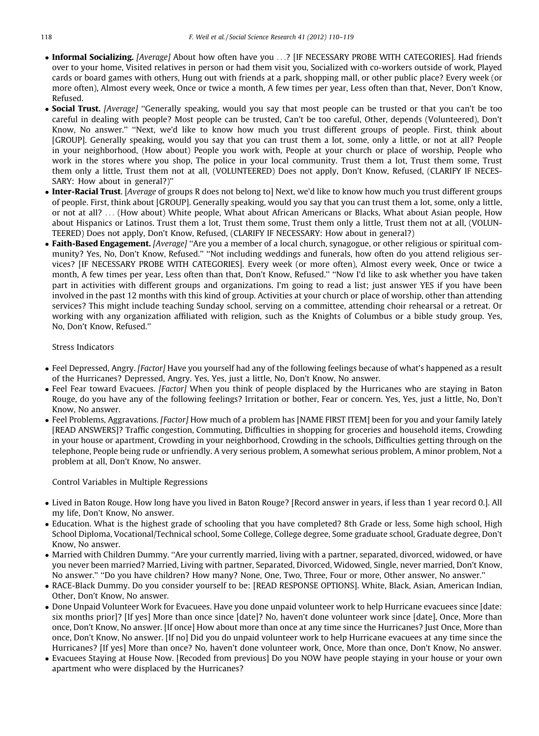- **Informal Socializing.** *[Average]* About how often have you ...? [IF NECESSARY PROBE WITH CATEGORIES]. Had friends over to your home, Visited relatives in person or had them visit you, Socialized with co-workers outside of work, Played cards or board games with others, Hung out with friends at a park, shopping mall, or other public place? Every week (or more often), Almost every week, Once or twice a month, A few times per year, Less often than that, Never, Don't Know, Refused.
- **Social Trust.** *[Average]* "Generally speaking, would you say that most people can be trusted or that you can't be too careful in dealing with people? Most people can be trusted, Can't be too careful, Other, depends (Volunteered), Don't Know, No answer." "Next, we'd like to know how much you trust different groups of people. First, think about [GROUP]. Generally speaking, would you say that you can trust them a lot, some, only a little, or not at all? People in your neighborhood, (How about) People you work with, People at your church or place of worship, People who work in the stores where you shop, The police in your local community. Trust them a lot, Trust them some, Trust them only a little, Trust them not at all, (VOLUNTEERED) Does not apply, Don't Know, Refused, (CLARIFY IF NECESSARY: How about in general?)"
- **Inter-Racial Trust**. [*Average* of groups R does not belong to] Next, we'd like to know how much you trust different groups of people. First, think about [GROUP]. Generally speaking, would you say that you can trust them a lot, some, only a little, or not at all? ... (How about) White people, What about African Americans or Blacks, What about Asian people, How about Hispanics or Latinos. Trust them a lot, Trust them some, Trust them only a little, Trust them not at all, (VOLUNTEERED) Does not apply, Don't Know, Refused, (CLARIFY IF NECESSARY: How about in general?)
- **Faith-Based Engagement.** *[Average]* "Are you a member of a local church, synagogue, or other religious or spiritual community? Yes, No, Don't Know, Refused." "Not including weddings and funerals, how often do you attend religious services? [IF NECESSARY PROBE WITH CATEGORIES]. Every week (or more often), Almost every week, Once or twice a month, A few times per year, Less often than that, Don't Know, Refused." "Now I'd like to ask whether you have taken part in activities with different groups and organizations. I'm going to read a list; just answer YES if you have been involved in the past 12 months with this kind of group. Activities at your church or place of worship, other than attending services? This might include teaching Sunday school, serving on a committee, attending choir rehearsal or a retreat. Or working with any organization affiliated with religion, such as the Knights of Columbus or a bible study group. Yes, No, Don't Know, Refused."

Stress Indicators

- Feel Depressed, Angry. *[Factor]* Have you yourself had any of the following feelings because of what's happened as a result of the Hurricanes? Depressed, Angry. Yes, Yes, just a little, No, Don't Know, No answer.
- Feel Fear toward Evacuees. *[Factor]* When you think of people displaced by the Hurricanes who are staying in Baton Rouge, do you have any of the following feelings? Irritation or bother, Fear or concern. Yes, Yes, just a little, No, Don't Know, No answer.
- Feel Problems, Aggravations. *[Factor]* How much of a problem has [NAME FIRST ITEM] been for you and your family lately [READ ANSWERS]? Traffic congestion, Commuting, Difficulties in shopping for groceries and household items, Crowding in your house or apartment, Crowding in your neighborhood, Crowding in the schools, Difficulties getting through on the telephone, People being rude or unfriendly. A very serious problem, A somewhat serious problem, A minor problem, Not a problem at all, Don't Know, No answer.

Control Variables in Multiple Regressions

- Lived in Baton Rouge. How long have you lived in Baton Rouge? [Record answer in years, if less than 1 year record 0.]. All my life, Don't Know, No answer.
- Education. What is the highest grade of schooling that you have completed? 8th Grade or less, Some high school, High School Diploma, Vocational/Technical school, Some College, College degree, Some graduate school, Graduate degree, Don't Know, No answer.
- Married with Children Dummy. "Are your currently married, living with a partner, separated, divorced, widowed, or have you never been married? Married, Living with partner, Separated, Divorced, Widowed, Single, never married, Don't Know, No answer." "Do you have children? How many? None, One, Two, Three, Four or more, Other answer, No answer."
- RACE-Black Dummy. Do you consider yourself to be: [READ RESPONSE OPTIONS]. White, Black, Asian, American Indian, Other, Don't Know, No answer.
- Done Unpaid Volunteer Work for Evacuees. Have you done unpaid volunteer work to help Hurricane evacuees since [date: six months prior]? [If yes] More than once since [date]? No, haven't done volunteer work since [date], Once, More than once, Don't Know, No answer. [If once] How about more than once at any time since the Hurricanes? Just Once, More than once, Don't Know, No answer. [If no] Did you do unpaid volunteer work to help Hurricane evacuees at any time since the Hurricanes? [If yes] More than once? No, haven't done volunteer work, Once, More than once, Don't Know, No answer.
- Evacuees Staying at House Now. [Recoded from previous] Do you NOW have people staying in your house or your own apartment who were displaced by the Hurricanes?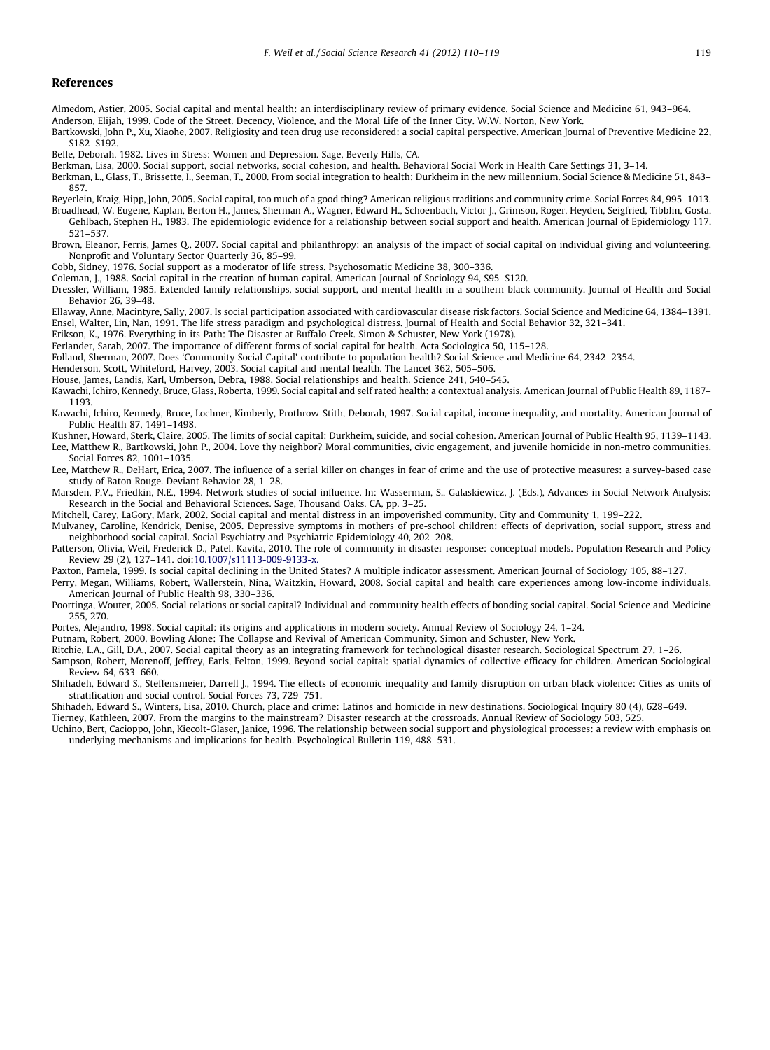## References

Almedom, Astier, 2005. Social capital and mental health: an interdisciplinary review of primary evidence. Social Science and Medicine 61, 943–964.

Anderson, Elijah, 1999. Code of the Street. Decency, Violence, and the Moral Life of the Inner City. W.W. Norton, New York.

Bartkowski, John P., Xu, Xiaohe, 2007. Religiosity and teen drug use reconsidered: a social capital perspective. American Journal of Preventive Medicine 22, S182–S192.

Belle, Deborah, 1982. Lives in Stress: Women and Depression. Sage, Beverly Hills, CA.

Berkman, Lisa, 2000. Social support, social networks, social cohesion, and health. Behavioral Social Work in Health Care Settings 31, 3–14.

Berkman, L., Glass, T., Brissette, I., Seeman, T., 2000. From social integration to health: Durkheim in the new millennium. Social Science & Medicine 51, 843–857.

Beyerlein, Kraig, Hipp, John, 2005. Social capital, too much of a good thing? American religious traditions and community crime. Social Forces 84, 995–1013.

Broadhead, W. Eugene, Kaplan, Berton H., James, Sherman A., Wagner, Edward H., Schoenbach, Victor J., Grimson, Roger, Heyden, Seigfried, Tibblin, Gosta, Gehlbach, Stephen H., 1983. The epidemiologic evidence for a relationship between social support and health. American Journal of Epidemiology 117, 521–537.

Brown, Eleanor, Ferris, James Q., 2007. Social capital and philanthropy: an analysis of the impact of social capital on individual giving and volunteering. Nonprofit and Voluntary Sector Quarterly 36, 85–99.

Cobb, Sidney, 1976. Social support as a moderator of life stress. Psychosomatic Medicine 38, 300–336.

Coleman, J., 1988. Social capital in the creation of human capital. American Journal of Sociology 94, S95–S120.

Dressler, William, 1985. Extended family relationships, social support, and mental health in a southern black community. Journal of Health and Social Behavior 26, 39–48.

Ellaway, Anne, Macintyre, Sally, 2007. Is social participation associated with cardiovascular disease risk factors. Social Science and Medicine 64, 1384–1391.

Ensel, Walter, Lin, Nan, 1991. The life stress paradigm and psychological distress. Journal of Health and Social Behavior 32, 321–341.

Erikson, K., 1976. Everything in its Path: The Disaster at Buffalo Creek. Simon & Schuster, New York (1978).

Ferlander, Sarah, 2007. The importance of different forms of social capital for health. Acta Sociologica 50, 115–128.

Folland, Sherman, 2007. Does 'Community Social Capital' contribute to population health? Social Science and Medicine 64, 2342–2354.

Henderson, Scott, Whiteford, Harvey, 2003. Social capital and mental health. The Lancet 362, 505–506.

House, James, Landis, Karl, Umberson, Debra, 1988. Social relationships and health. Science 241, 540–545.

Kawachi, Ichiro, Kennedy, Bruce, Glass, Roberta, 1999. Social capital and self rated health: a contextual analysis. American Journal of Public Health 89, 1187–1193.

Kawachi, Ichiro, Kennedy, Bruce, Lochner, Kimberly, Prothrow-Stith, Deborah, 1997. Social capital, income inequality, and mortality. American Journal of Public Health 87, 1491–1498.

Kushner, Howard, Sterk, Claire, 2005. The limits of social capital: Durkheim, suicide, and social cohesion. American Journal of Public Health 95, 1139–1143.

Lee, Matthew R., Bartkowski, John P., 2004. Love thy neighbor? Moral communities, civic engagement, and juvenile homicide in non-metro communities. Social Forces 82, 1001–1035.

Lee, Matthew R., DeHart, Erica, 2007. The influence of a serial killer on changes in fear of crime and the use of protective measures: a survey-based case study of Baton Rouge. Deviant Behavior 28, 1–28.

Marsden, P.V., Friedkin, N.E., 1994. Network studies of social influence. In: Wasserman, S., Galaskiewicz, J. (Eds.), Advances in Social Network Analysis: Research in the Social and Behavioral Sciences. Sage, Thousand Oaks, CA, pp. 3–25.

Mitchell, Carey, LaGory, Mark, 2002. Social capital and mental distress in an impoverished community. City and Community 1, 199–222.

Mulvaney, Caroline, Kendrick, Denise, 2005. Depressive symptoms in mothers of pre-school children: effects of deprivation, social support, stress and neighborhood social capital. Social Psychiatry and Psychiatric Epidemiology 40, 202–208.

Patterson, Olivia, Weil, Frederick D., Patel, Kavita, 2010. The role of community in disaster response: conceptual models. Population Research and Policy Review 29 (2), 127–141. doi:10.1007/s11113-009-9133-x.

Paxton, Pamela, 1999. Is social capital declining in the United States? A multiple indicator assessment. American Journal of Sociology 105, 88–127.

Perry, Megan, Williams, Robert, Wallerstein, Nina, Waitzkin, Howard, 2008. Social capital and health care experiences among low-income individuals. American Journal of Public Health 98, 330–336.

Poortinga, Wouter, 2005. Social relations or social capital? Individual and community health effects of bonding social capital. Social Science and Medicine 255, 270.

Portes, Alejandro, 1998. Social capital: its origins and applications in modern society. Annual Review of Sociology 24, 1–24.

Putnam, Robert, 2000. Bowling Alone: The Collapse and Revival of American Community. Simon and Schuster, New York.

Ritchie, L.A., Gill, D.A., 2007. Social capital theory as an integrating framework for technological disaster research. Sociological Spectrum 27, 1–26.

Sampson, Robert, Morenoff, Jeffrey, Earls, Felton, 1999. Beyond social capital: spatial dynamics of collective efficacy for children. American Sociological Review 64, 633–660.

Shihadeh, Edward S., Steffensmeier, Darrell J., 1994. The effects of economic inequality and family disruption on urban black violence: Cities as units of stratification and social control. Social Forces 73, 729–751.

Shihadeh, Edward S., Winters, Lisa, 2010. Church, place and crime: Latinos and homicide in new destinations. Sociological Inquiry 80 (4), 628–649.

Tierney, Kathleen, 2007. From the margins to the mainstream? Disaster research at the crossroads. Annual Review of Sociology 503, 525.

Uchino, Bert, Cacioppo, John, Kiecolt-Glaser, Janice, 1996. The relationship between social support and physiological processes: a review with emphasis on underlying mechanisms and implications for health. Psychological Bulletin 119, 488–531.